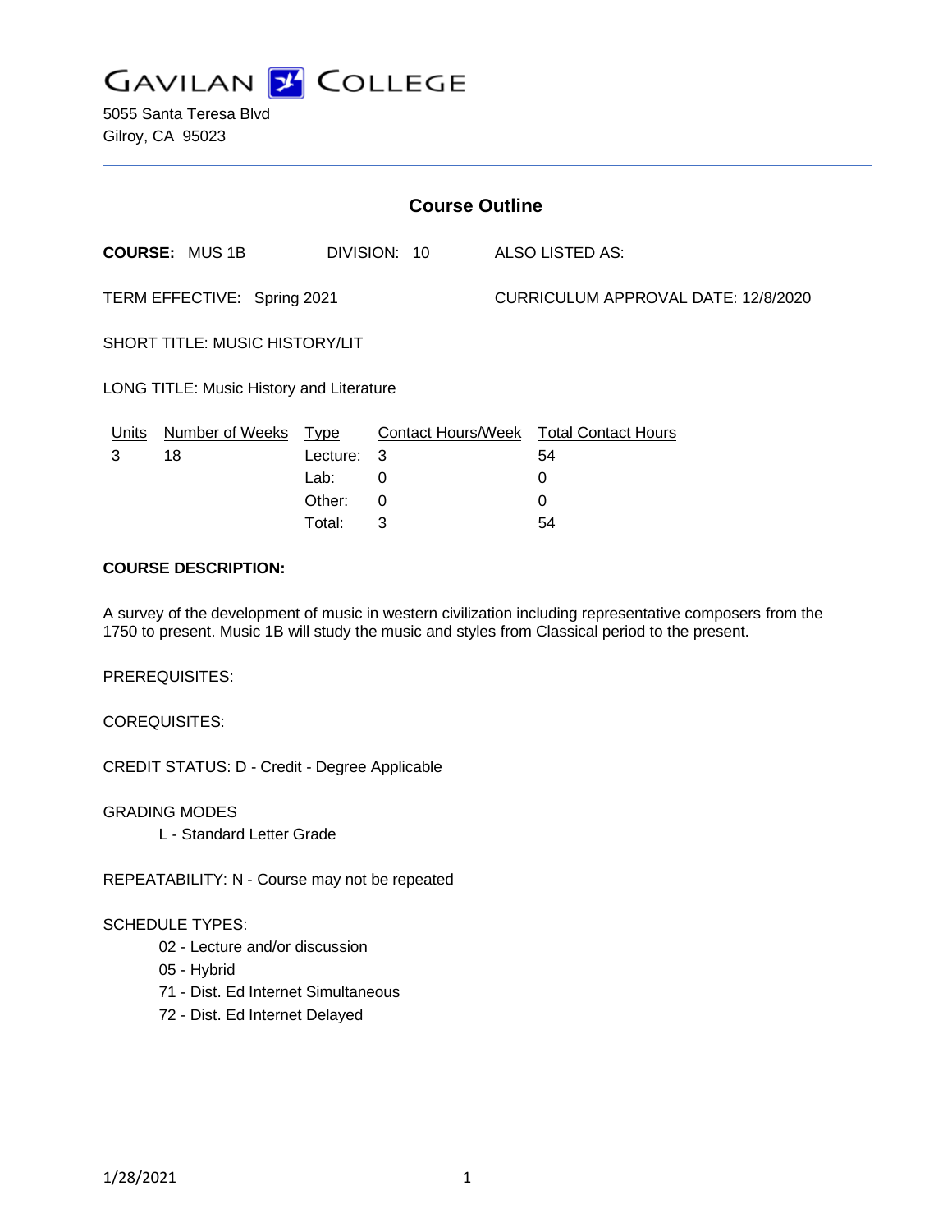# GAVILAN COLLEGE

5055 Santa Teresa Blvd
Gilroy, CA 95023

## Course Outline

**COURSE:** MUS 1B DIVISION: 10 ALSO LISTED AS:

TERM EFFECTIVE: Spring 2021 CURRICULUM APPROVAL DATE: 12/8/2020

SHORT TITLE: MUSIC HISTORY/LIT

LONG TITLE: Music History and Literature

| Units | Number of Weeks | Type | Contact Hours/Week | Total Contact Hours |
|---|---|---|---|---|
| 3 | 18 | Lecture: | 3 | 54 |
| | | Lab: | 0 | 0 |
| | | Other: | 0 | 0 |
| | | Total: | 3 | 54 |

**COURSE DESCRIPTION:**

A survey of the development of music in western civilization including representative composers from the 1750 to present. Music 1B will study the music and styles from Classical period to the present.

PREREQUISITES:

COREQUISITES:

CREDIT STATUS: D - Credit - Degree Applicable

GRADING MODES

L - Standard Letter Grade

REPEATABILITY: N - Course may not be repeated

SCHEDULE TYPES:

02 - Lecture and/or discussion
05 - Hybrid
71 - Dist. Ed Internet Simultaneous
72 - Dist. Ed Internet Delayed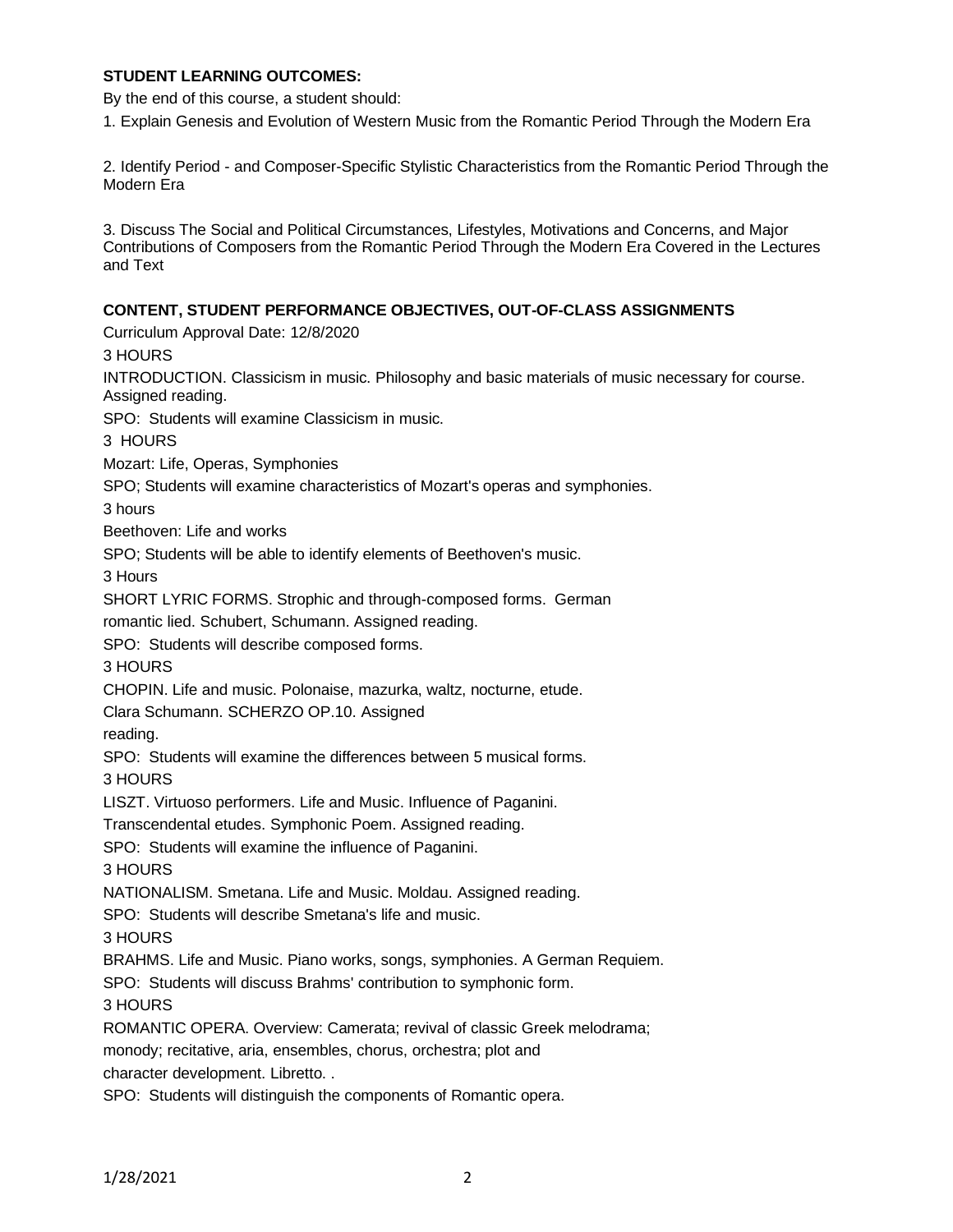## STUDENT LEARNING OUTCOMES:

By the end of this course, a student should:

1. Explain Genesis and Evolution of Western Music from the Romantic Period Through the Modern Era

2. Identify Period - and Composer-Specific Stylistic Characteristics from the Romantic Period Through the Modern Era

3. Discuss The Social and Political Circumstances, Lifestyles, Motivations and Concerns, and Major Contributions of Composers from the Romantic Period Through the Modern Era Covered in the Lectures and Text

## CONTENT, STUDENT PERFORMANCE OBJECTIVES, OUT-OF-CLASS ASSIGNMENTS

Curriculum Approval Date: 12/8/2020

3 HOURS

INTRODUCTION. Classicism in music. Philosophy and basic materials of music necessary for course. Assigned reading.

SPO: Students will examine Classicism in music.

3 HOURS

Mozart: Life, Operas, Symphonies

SPO; Students will examine characteristics of Mozart's operas and symphonies.

3 hours

Beethoven: Life and works

SPO; Students will be able to identify elements of Beethoven's music.

3 Hours

SHORT LYRIC FORMS. Strophic and through-composed forms. German romantic lied. Schubert, Schumann. Assigned reading.

SPO: Students will describe composed forms.

3 HOURS

CHOPIN. Life and music. Polonaise, mazurka, waltz, nocturne, etude. Clara Schumann. SCHERZO OP.10. Assigned reading.

SPO: Students will examine the differences between 5 musical forms.

3 HOURS

LISZT. Virtuoso performers. Life and Music. Influence of Paganini. Transcendental etudes. Symphonic Poem. Assigned reading.

SPO: Students will examine the influence of Paganini.

3 HOURS

NATIONALISM. Smetana. Life and Music. Moldau. Assigned reading.

SPO: Students will describe Smetana's life and music.

3 HOURS

BRAHMS. Life and Music. Piano works, songs, symphonies. A German Requiem.

SPO: Students will discuss Brahms' contribution to symphonic form.

3 HOURS

ROMANTIC OPERA. Overview: Camerata; revival of classic Greek melodrama; monody; recitative, aria, ensembles, chorus, orchestra; plot and character development. Libretto. .

SPO: Students will distinguish the components of Romantic opera.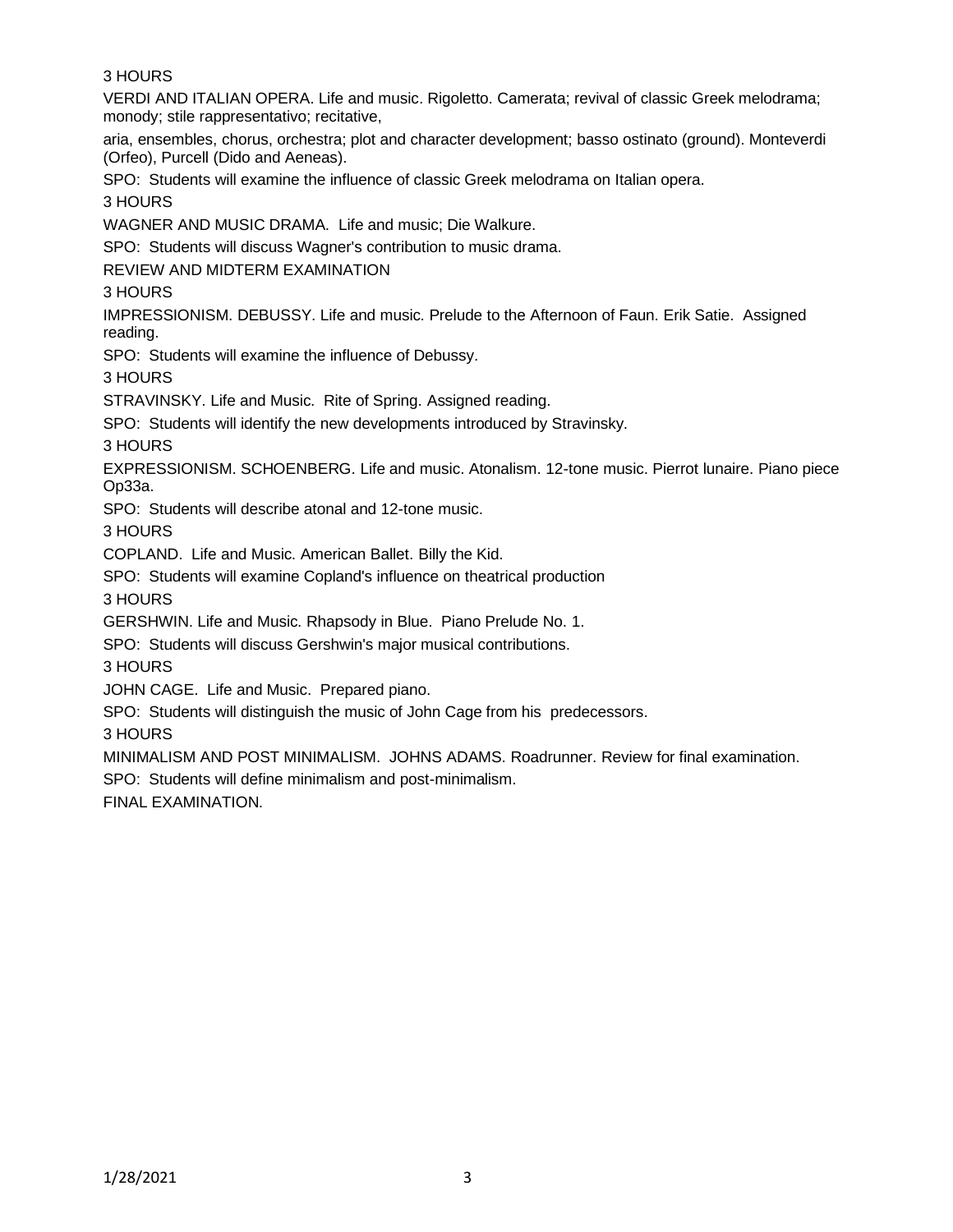3 HOURS

VERDI AND ITALIAN OPERA. Life and music. Rigoletto. Camerata; revival of classic Greek melodrama; monody; stile rappresentativo; recitative,

aria, ensembles, chorus, orchestra; plot and character development; basso ostinato (ground). Monteverdi (Orfeo), Purcell (Dido and Aeneas).

SPO: Students will examine the influence of classic Greek melodrama on Italian opera.

3 HOURS

WAGNER AND MUSIC DRAMA. Life and music; Die Walkure.

SPO: Students will discuss Wagner's contribution to music drama.

REVIEW AND MIDTERM EXAMINATION

3 HOURS

IMPRESSIONISM. DEBUSSY. Life and music. Prelude to the Afternoon of Faun. Erik Satie. Assigned reading.

SPO: Students will examine the influence of Debussy.

3 HOURS

STRAVINSKY. Life and Music. Rite of Spring. Assigned reading.

SPO: Students will identify the new developments introduced by Stravinsky.

3 HOURS

EXPRESSIONISM. SCHOENBERG. Life and music. Atonalism. 12-tone music. Pierrot lunaire. Piano piece Op33a.

SPO: Students will describe atonal and 12-tone music.

3 HOURS

COPLAND. Life and Music. American Ballet. Billy the Kid.

SPO: Students will examine Copland's influence on theatrical production

3 HOURS

GERSHWIN. Life and Music. Rhapsody in Blue. Piano Prelude No. 1.

SPO: Students will discuss Gershwin's major musical contributions.

3 HOURS

JOHN CAGE. Life and Music. Prepared piano.

SPO: Students will distinguish the music of John Cage from his predecessors.

3 HOURS

MINIMALISM AND POST MINIMALISM. JOHNS ADAMS. Roadrunner. Review for final examination.

SPO: Students will define minimalism and post-minimalism.

FINAL EXAMINATION.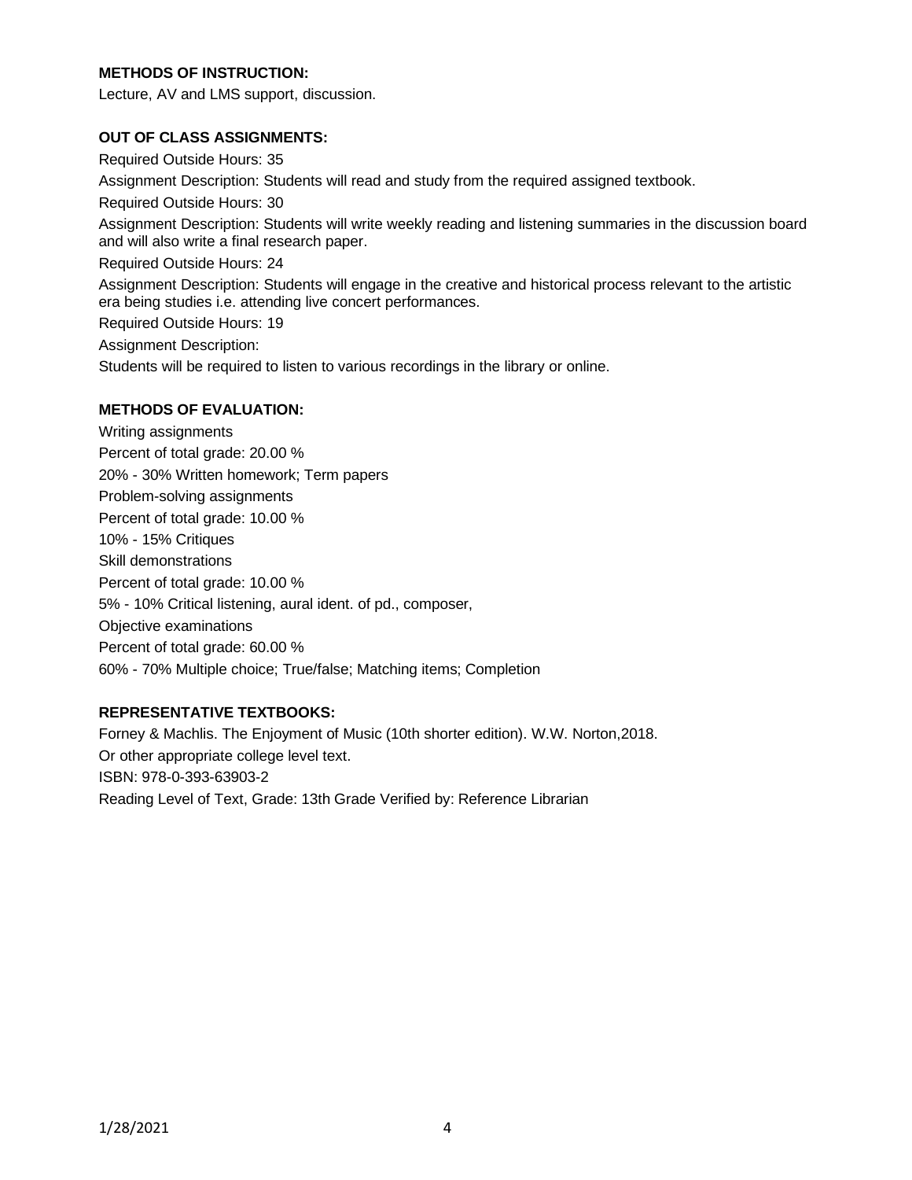**METHODS OF INSTRUCTION:**

Lecture, AV and LMS support, discussion.

**OUT OF CLASS ASSIGNMENTS:**

Required Outside Hours: 35

Assignment Description: Students will read and study from the required assigned textbook.

Required Outside Hours: 30

Assignment Description: Students will write weekly reading and listening summaries in the discussion board and will also write a final research paper.

Required Outside Hours: 24

Assignment Description: Students will engage in the creative and historical process relevant to the artistic era being studies i.e. attending live concert performances.

Required Outside Hours: 19

Assignment Description:

Students will be required to listen to various recordings in the library or online.

**METHODS OF EVALUATION:**

Writing assignments

Percent of total grade: 20.00 %

20% - 30% Written homework; Term papers

Problem-solving assignments

Percent of total grade: 10.00 %

10% - 15% Critiques

Skill demonstrations

Percent of total grade: 10.00 %

5% - 10% Critical listening, aural ident. of pd., composer,

Objective examinations

Percent of total grade: 60.00 %

60% - 70% Multiple choice; True/false; Matching items; Completion

**REPRESENTATIVE TEXTBOOKS:**

Forney & Machlis. The Enjoyment of Music (10th shorter edition). W.W. Norton,2018.

Or other appropriate college level text.

ISBN: 978-0-393-63903-2

Reading Level of Text, Grade: 13th Grade Verified by: Reference Librarian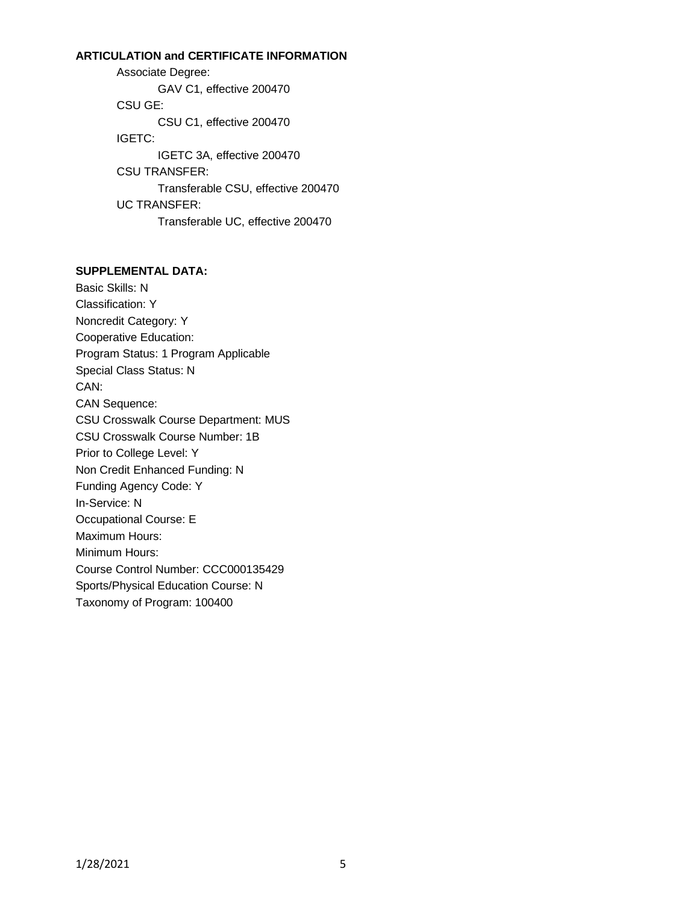**ARTICULATION and CERTIFICATE INFORMATION**

Associate Degree:

GAV C1, effective 200470

CSU GE:

CSU C1, effective 200470

IGETC:

IGETC 3A, effective 200470

CSU TRANSFER:

Transferable CSU, effective 200470

UC TRANSFER:

Transferable UC, effective 200470

**SUPPLEMENTAL DATA:**

Basic Skills: N
Classification: Y
Noncredit Category: Y
Cooperative Education:
Program Status: 1 Program Applicable
Special Class Status: N
CAN:
CAN Sequence:
CSU Crosswalk Course Department: MUS
CSU Crosswalk Course Number: 1B
Prior to College Level: Y
Non Credit Enhanced Funding: N
Funding Agency Code: Y
In-Service: N
Occupational Course: E
Maximum Hours:
Minimum Hours:
Course Control Number: CCC000135429
Sports/Physical Education Course: N
Taxonomy of Program: 100400